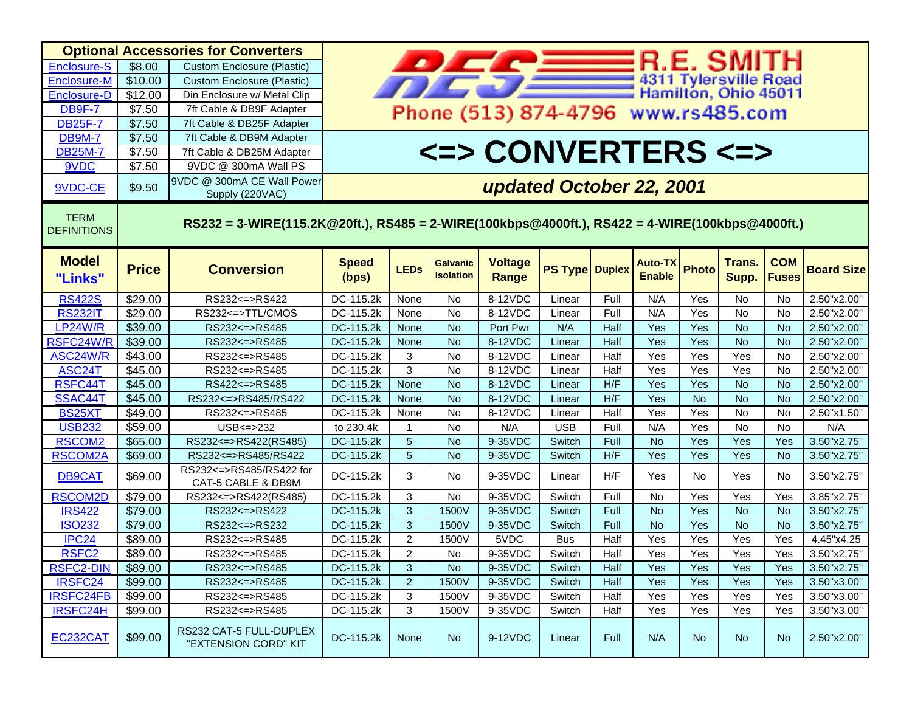## Optional Accessories for Converters

| Item | Price | Description |
|---|---|---|
| Enclosure-S | $8.00 | Custom Enclosure (Plastic) |
| Enclosure-M | $10.00 | Custom Enclosure (Plastic) |
| Enclosure-D | $12.00 | Din Enclosure w/ Metal Clip |
| DB9F-7 | $7.50 | 7ft Cable & DB9F Adapter |
| DB25F-7 | $7.50 | 7ft Cable & DB25F Adapter |
| DB9M-7 | $7.50 | 7ft Cable & DB9M Adapter |
| DB25M-7 | $7.50 | 7ft Cable & DB25M Adapter |
| 9VDC | $7.50 | 9VDC @ 300mA Wall PS |
| 9VDC-CE | $9.50 | 9VDC @ 300mA CE Wall Power Supply (220VAC) |

**R.E. SMITH**
4311 Tylersville Road
Hamilton, Ohio 45011
Phone (513) 874-4796 www.rs485.com

# <=> CONVERTERS <=>

***updated October 22, 2001***

TERM DEFINITIONS: **RS232 = 3-WIRE(115.2K@20ft.), RS485 = 2-WIRE(100kbps@4000ft.), RS422 = 4-WIRE(100kbps@4000ft.)**

| Model "Links" | Price | Conversion | Speed (bps) | LEDs | Galvanic Isolation | Voltage Range | PS Type | Duplex | Auto-TX Enable | Photo | Trans. Supp. | COM Fuses | Board Size |
|---|---|---|---|---|---|---|---|---|---|---|---|---|---|
| RS422S | $29.00 | RS232<=>RS422 | DC-115.2k | None | No | 8-12VDC | Linear | Full | N/A | Yes | No | No | 2.50"x2.00" |
| RS232IT | $29.00 | RS232<=>TTL/CMOS | DC-115.2k | None | No | 8-12VDC | Linear | Full | N/A | Yes | No | No | 2.50"x2.00" |
| LP24W/R | $39.00 | RS232<=>RS485 | DC-115.2k | None | No | Port Pwr | N/A | Half | Yes | Yes | No | No | 2.50"x2.00" |
| RSFC24W/R | $39.00 | RS232<=>RS485 | DC-115.2k | None | No | 8-12VDC | Linear | Half | Yes | Yes | No | No | 2.50"x2.00" |
| ASC24W/R | $43.00 | RS232<=>RS485 | DC-115.2k | 3 | No | 8-12VDC | Linear | Half | Yes | Yes | Yes | No | 2.50"x2.00" |
| ASC24T | $45.00 | RS232<=>RS485 | DC-115.2k | 3 | No | 8-12VDC | Linear | Half | Yes | Yes | Yes | No | 2.50"x2.00" |
| RSFC44T | $45.00 | RS422<=>RS485 | DC-115.2k | None | No | 8-12VDC | Linear | H/F | Yes | Yes | No | No | 2.50"x2.00" |
| SSAC44T | $45.00 | RS232<=>RS485/RS422 | DC-115.2k | None | No | 8-12VDC | Linear | H/F | Yes | No | No | No | 2.50"x2.00" |
| BS25XT | $49.00 | RS232<=>RS485 | DC-115.2k | None | No | 8-12VDC | Linear | Half | Yes | Yes | No | No | 2.50"x1.50" |
| USB232 | $59.00 | USB<=>232 | to 230.4k | 1 | No | N/A | USB | Full | N/A | Yes | No | No | N/A |
| RSCOM2 | $65.00 | RS232<=>RS422(RS485) | DC-115.2k | 5 | No | 9-35VDC | Switch | Full | No | Yes | Yes | Yes | 3.50"x2.75" |
| RSCOM2A | $69.00 | RS232<=>RS485/RS422 | DC-115.2k | 5 | No | 9-35VDC | Switch | H/F | Yes | Yes | Yes | No | 3.50"x2.75" |
| DB9CAT | $69.00 | RS232<=>RS485/RS422 for CAT-5 CABLE & DB9M | DC-115.2k | 3 | No | 9-35VDC | Linear | H/F | Yes | No | Yes | No | 3.50"x2.75" |
| RSCOM2D | $79.00 | RS232<=>RS422(RS485) | DC-115.2k | 3 | No | 9-35VDC | Switch | Full | No | Yes | Yes | Yes | 3.85"x2.75" |
| IRS422 | $79.00 | RS232<=>RS422 | DC-115.2k | 3 | 1500V | 9-35VDC | Switch | Full | No | Yes | No | No | 3.50"x2.75" |
| ISO232 | $79.00 | RS232<=>RS232 | DC-115.2k | 3 | 1500V | 9-35VDC | Switch | Full | No | Yes | No | No | 3.50"x2.75" |
| IPC24 | $89.00 | RS232<=>RS485 | DC-115.2k | 2 | 1500V | 5VDC | Bus | Half | Yes | Yes | Yes | Yes | 4.45"x4.25 |
| RSFC2 | $89.00 | RS232<=>RS485 | DC-115.2k | 2 | No | 9-35VDC | Switch | Half | Yes | Yes | Yes | Yes | 3.50"x2.75" |
| RSFC2-DIN | $89.00 | RS232<=>RS485 | DC-115.2k | 3 | No | 9-35VDC | Switch | Half | Yes | Yes | Yes | Yes | 3.50"x2.75" |
| IRSFC24 | $99.00 | RS232<=>RS485 | DC-115.2k | 2 | 1500V | 9-35VDC | Switch | Half | Yes | Yes | Yes | Yes | 3.50"x3.00" |
| IRSFC24FB | $99.00 | RS232<=>RS485 | DC-115.2k | 3 | 1500V | 9-35VDC | Switch | Half | Yes | Yes | Yes | Yes | 3.50"x3.00" |
| IRSFC24H | $99.00 | RS232<=>RS485 | DC-115.2k | 3 | 1500V | 9-35VDC | Switch | Half | Yes | Yes | Yes | Yes | 3.50"x3.00" |
| EC232CAT | $99.00 | RS232 CAT-5 FULL-DUPLEX "EXTENSION CORD" KIT | DC-115.2k | None | No | 9-12VDC | Linear | Full | N/A | No | No | No | 2.50"x2.00" |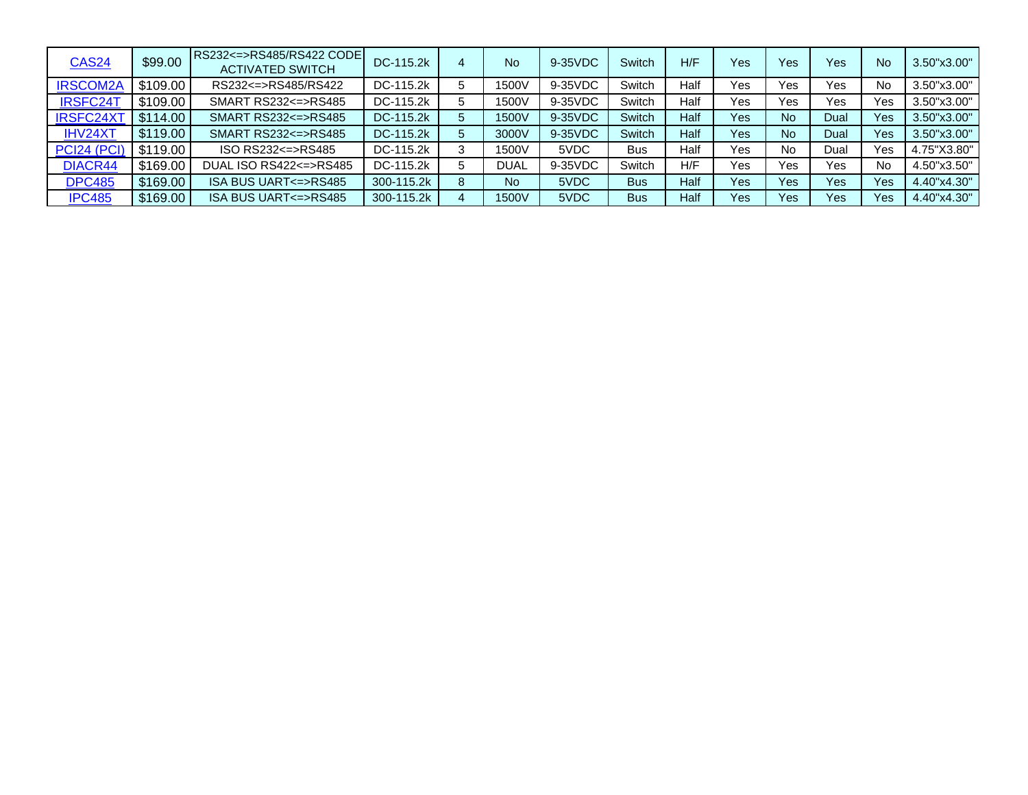| | | | | | | | | | | | | | |
|---|---|---|---|---|---|---|---|---|---|---|---|---|---|
| CAS24 | $99.00 | RS232<=>RS485/RS422 CODE ACTIVATED SWITCH | DC-115.2k | 4 | No | 9-35VDC | Switch | H/F | Yes | Yes | Yes | No | 3.50"x3.00" |
| IRSCOM2A | $109.00 | RS232<=>RS485/RS422 | DC-115.2k | 5 | 1500V | 9-35VDC | Switch | Half | Yes | Yes | Yes | No | 3.50"x3.00" |
| IRSFC24T | $109.00 | SMART RS232<=>RS485 | DC-115.2k | 5 | 1500V | 9-35VDC | Switch | Half | Yes | Yes | Yes | Yes | 3.50"x3.00" |
| IRSFC24XT | $114.00 | SMART RS232<=>RS485 | DC-115.2k | 5 | 1500V | 9-35VDC | Switch | Half | Yes | No | Dual | Yes | 3.50"x3.00" |
| IHV24XT | $119.00 | SMART RS232<=>RS485 | DC-115.2k | 5 | 3000V | 9-35VDC | Switch | Half | Yes | No | Dual | Yes | 3.50"x3.00" |
| PCI24 (PCI) | $119.00 | ISO RS232<=>RS485 | DC-115.2k | 3 | 1500V | 5VDC | Bus | Half | Yes | No | Dual | Yes | 4.75"X3.80" |
| DIACR44 | $169.00 | DUAL ISO RS422<=>RS485 | DC-115.2k | 5 | DUAL | 9-35VDC | Switch | H/F | Yes | Yes | Yes | No | 4.50"x3.50" |
| DPC485 | $169.00 | ISA BUS UART<=>RS485 | 300-115.2k | 8 | No | 5VDC | Bus | Half | Yes | Yes | Yes | Yes | 4.40"x4.30" |
| IPC485 | $169.00 | ISA BUS UART<=>RS485 | 300-115.2k | 4 | 1500V | 5VDC | Bus | Half | Yes | Yes | Yes | Yes | 4.40"x4.30" |